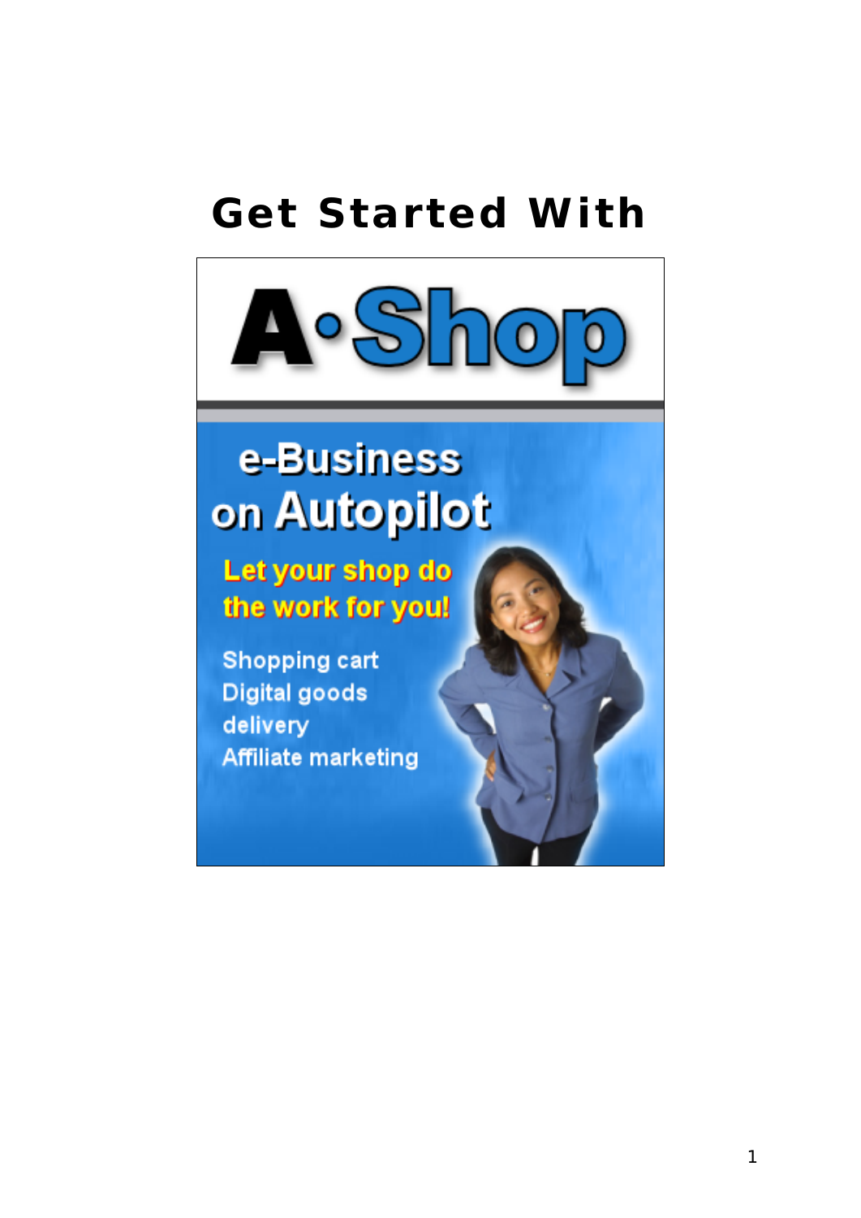# Get Started With

A·Shop

e-Business on Autopilot

Let your shop do the work for you!

Shopping cart
Digital goods delivery
Affiliate marketing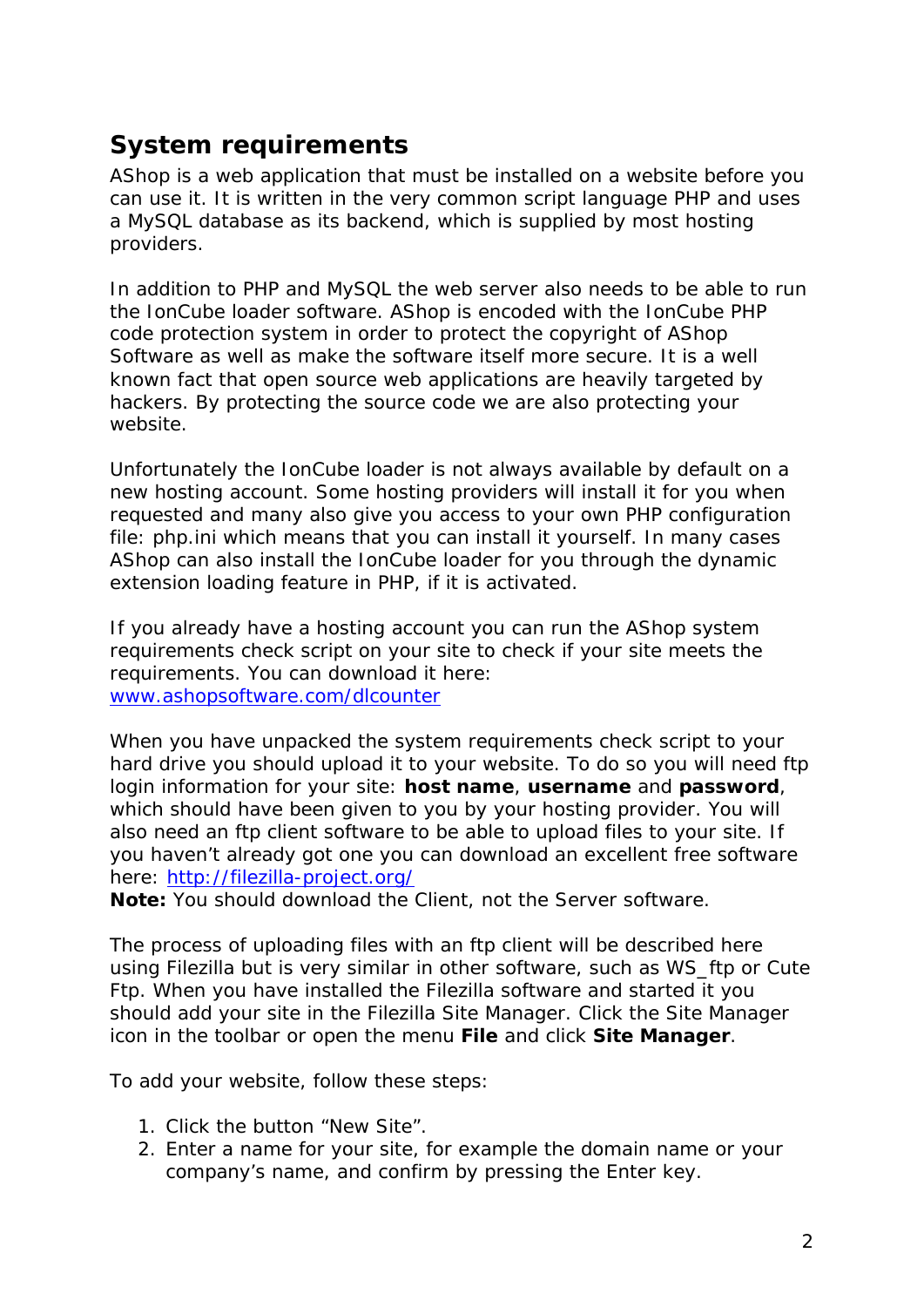## System requirements

AShop is a web application that must be installed on a website before you can use it. It is written in the very common script language PHP and uses a MySQL database as its backend, which is supplied by most hosting providers.

In addition to PHP and MySQL the web server also needs to be able to run the IonCube loader software. AShop is encoded with the IonCube PHP code protection system in order to protect the copyright of AShop Software as well as make the software itself more secure. It is a well known fact that open source web applications are heavily targeted by hackers. By protecting the source code we are also protecting your website.

Unfortunately the IonCube loader is not always available by default on a new hosting account. Some hosting providers will install it for you when requested and many also give you access to your own PHP configuration file: php.ini which means that you can install it yourself. In many cases AShop can also install the IonCube loader for you through the dynamic extension loading feature in PHP, if it is activated.

If you already have a hosting account you can run the AShop system requirements check script on your site to check if your site meets the requirements. You can download it here: [www.ashopsoftware.com/dlcounter](www.ashopsoftware.com/dlcounter)

When you have unpacked the system requirements check script to your hard drive you should upload it to your website. To do so you will need ftp login information for your site: **host name**, **username** and **password**, which should have been given to you by your hosting provider. You will also need an ftp client software to be able to upload files to your site. If you haven't already got one you can download an excellent free software here: [http://filezilla-project.org/](http://filezilla-project.org/)
**Note:** You should download the Client, not the Server software.

The process of uploading files with an ftp client will be described here using Filezilla but is very similar in other software, such as WS_ftp or Cute Ftp. When you have installed the Filezilla software and started it you should add your site in the Filezilla Site Manager. Click the Site Manager icon in the toolbar or open the menu **File** and click **Site Manager**.

To add your website, follow these steps:

1. Click the button "New Site".
2. Enter a name for your site, for example the domain name or your company's name, and confirm by pressing the Enter key.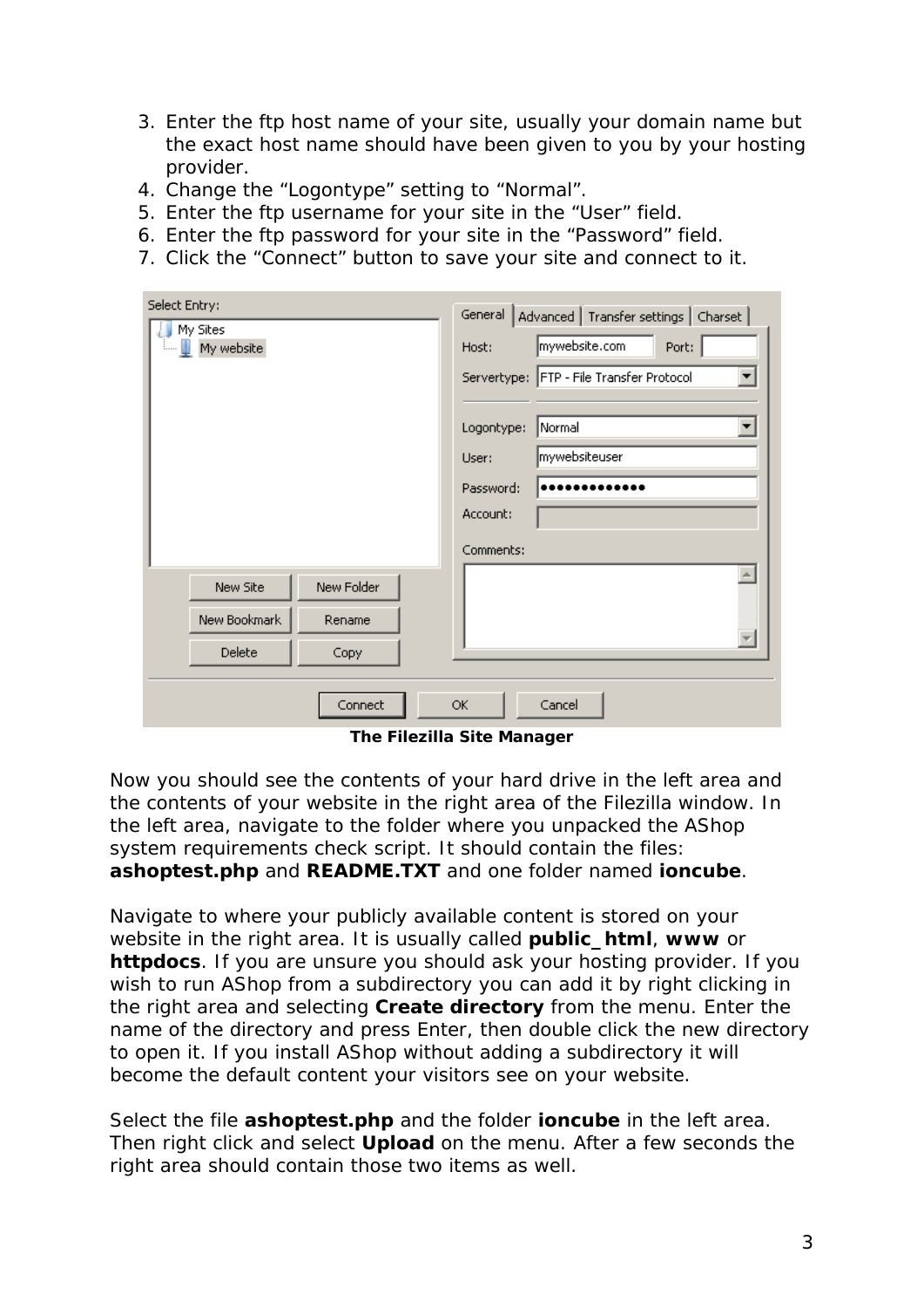3. Enter the ftp host name of your site, usually your domain name but the exact host name should have been given to you by your hosting provider.
4. Change the “Logontype” setting to “Normal”.
5. Enter the ftp username for your site in the “User” field.
6. Enter the ftp password for your site in the “Password” field.
7. Click the “Connect” button to save your site and connect to it.

**The Filezilla Site Manager**

Now you should see the contents of your hard drive in the left area and the contents of your website in the right area of the Filezilla window. In the left area, navigate to the folder where you unpacked the AShop system requirements check script. It should contain the files: **ashoptest.php** and **README.TXT** and one folder named **ioncube**.

Navigate to where your publicly available content is stored on your website in the right area. It is usually called **public_html**, **www** or **httpdocs**. If you are unsure you should ask your hosting provider. If you wish to run AShop from a subdirectory you can add it by right clicking in the right area and selecting **Create directory** from the menu. Enter the name of the directory and press Enter, then double click the new directory to open it. If you install AShop without adding a subdirectory it will become the default content your visitors see on your website.

Select the file **ashoptest.php** and the folder **ioncube** in the left area. Then right click and select **Upload** on the menu. After a few seconds the right area should contain those two items as well.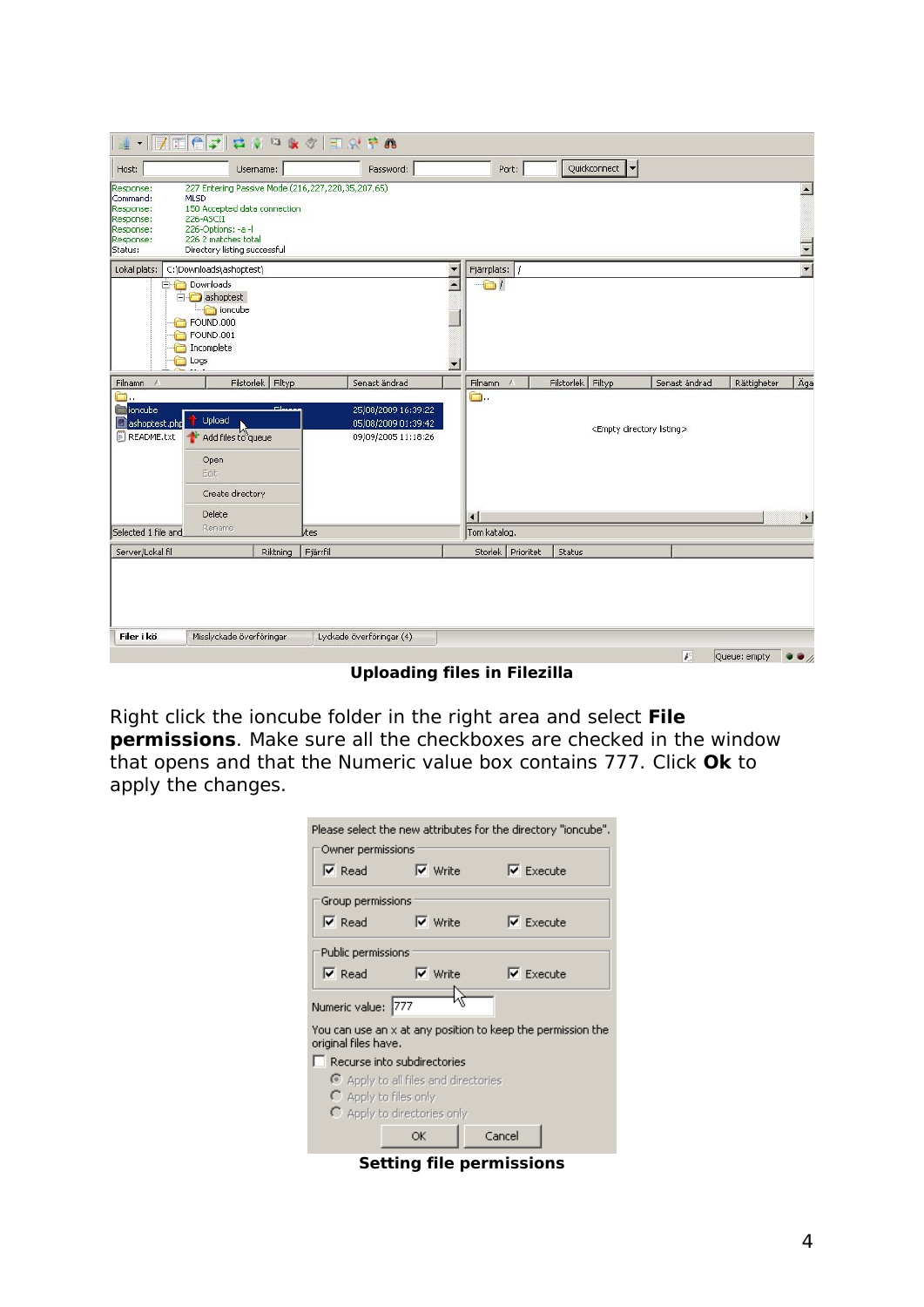**Uploading files in Filezilla**

Right click the ioncube folder in the right area and select **File permissions**. Make sure all the checkboxes are checked in the window that opens and that the Numeric value box contains 777. Click **Ok** to apply the changes.

**Setting file permissions**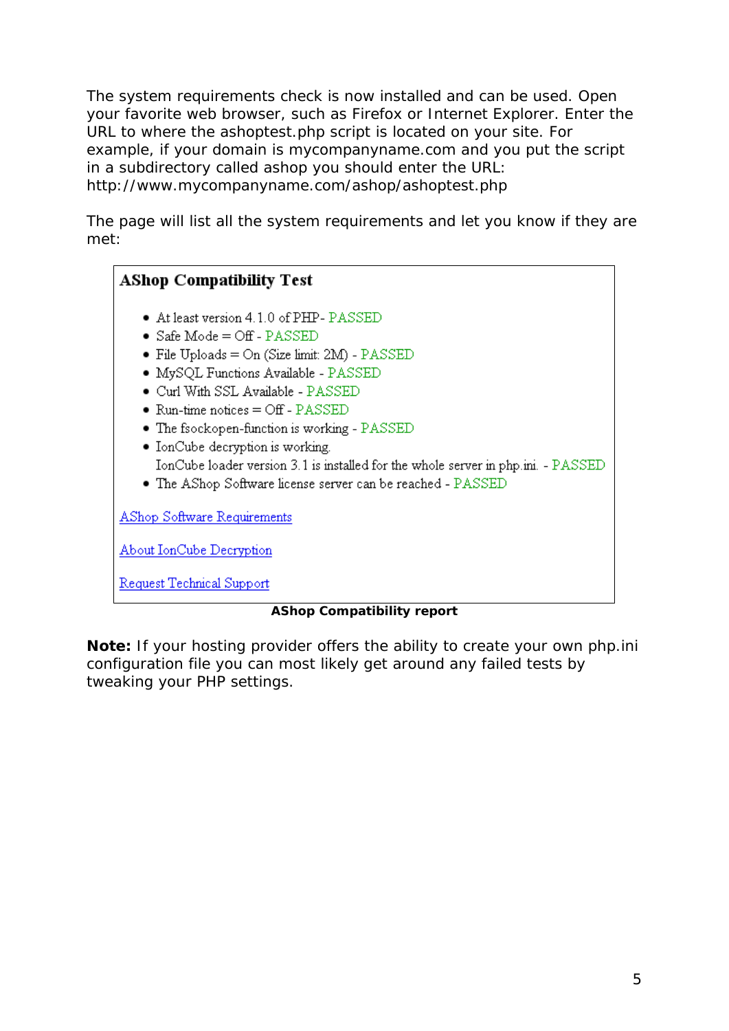The system requirements check is now installed and can be used. Open your favorite web browser, such as Firefox or Internet Explorer. Enter the URL to where the ashoptest.php script is located on your site. For example, if your domain is mycompanyname.com and you put the script in a subdirectory called ashop you should enter the URL: http://www.mycompanyname.com/ashop/ashoptest.php

The page will list all the system requirements and let you know if they are met:

**AShop Compatibility Test**

- At least version 4.1.0 of PHP - PASSED
- Safe Mode = Off - PASSED
- File Uploads = On (Size limit: 2M) - PASSED
- MySQL Functions Available - PASSED
- Curl With SSL Available - PASSED
- Run-time notices = Off - PASSED
- The fsockopen-function is working - PASSED
- IonCube decryption is working.
  IonCube loader version 3.1 is installed for the whole server in php.ini. - PASSED
- The AShop Software license server can be reached - PASSED

AShop Software Requirements

About IonCube Decryption

Request Technical Support

**AShop Compatibility report**

**Note:** If your hosting provider offers the ability to create your own php.ini configuration file you can most likely get around any failed tests by tweaking your PHP settings.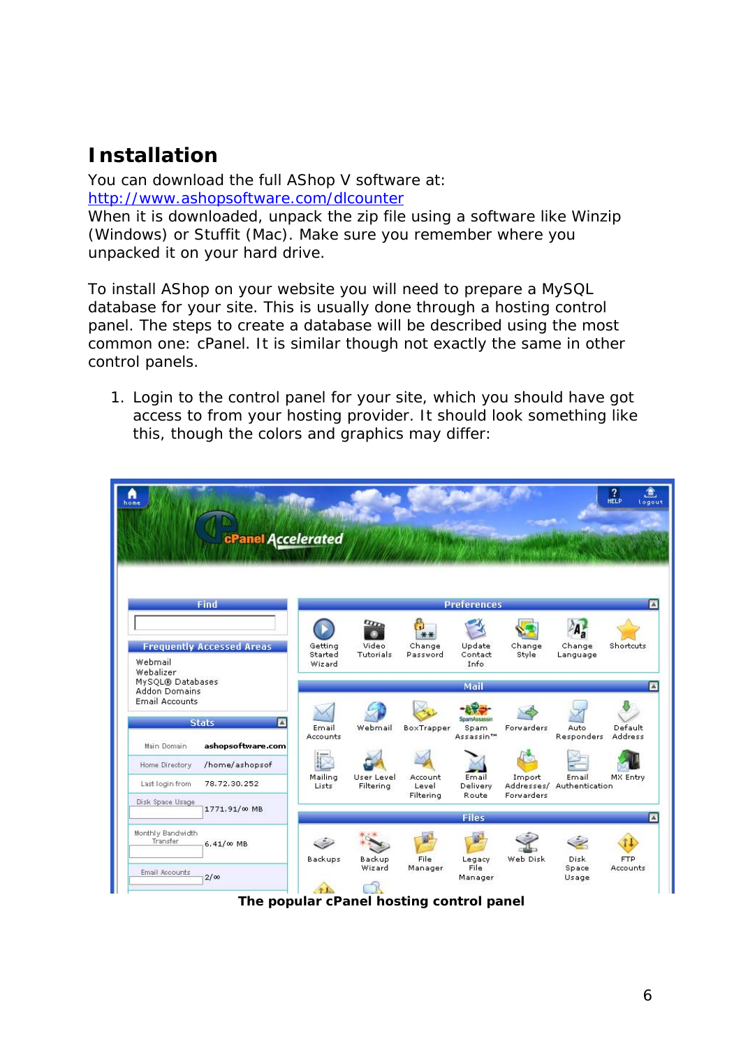# Installation

You can download the full AShop V software at:
http://www.ashopsoftware.com/dlcounter
When it is downloaded, unpack the zip file using a software like Winzip (Windows) or Stuffit (Mac). Make sure you remember where you unpacked it on your hard drive.

To install AShop on your website you will need to prepare a MySQL database for your site. This is usually done through a hosting control panel. The steps to create a database will be described using the most common one: cPanel. It is similar though not exactly the same in other control panels.

1. Login to the control panel for your site, which you should have got access to from your hosting provider. It should look something like this, though the colors and graphics may differ:

**The popular cPanel hosting control panel**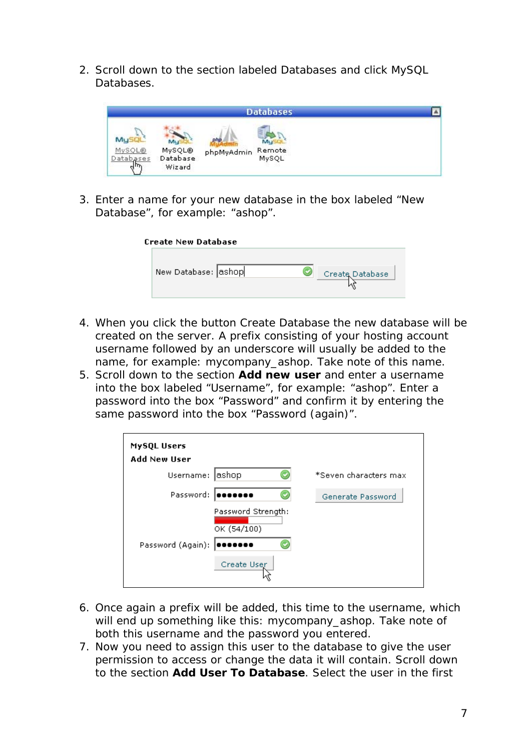2. Scroll down to the section labeled Databases and click MySQL Databases.

3. Enter a name for your new database in the box labeled “New Database”, for example: “ashop”.

4. When you click the button Create Database the new database will be created on the server. A prefix consisting of your hosting account username followed by an underscore will usually be added to the name, for example: mycompany_ashop. Take note of this name.
5. Scroll down to the section **Add new user** and enter a username into the box labeled “Username”, for example: “ashop”. Enter a password into the box “Password” and confirm it by entering the same password into the box “Password (again)”.

6. Once again a prefix will be added, this time to the username, which will end up something like this: mycompany_ashop. Take note of both this username and the password you entered.
7. Now you need to assign this user to the database to give the user permission to access or change the data it will contain. Scroll down to the section **Add User To Database**. Select the user in the first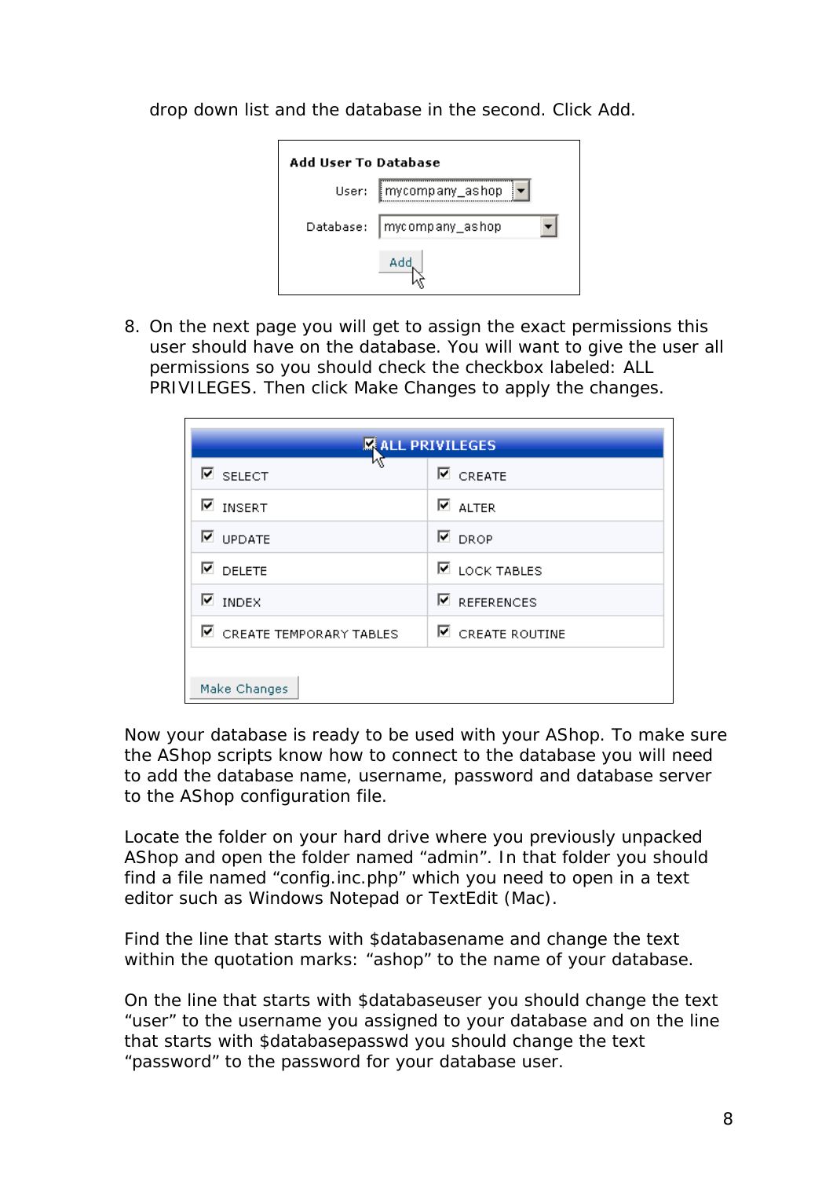drop down list and the database in the second. Click Add.

8. On the next page you will get to assign the exact permissions this user should have on the database. You will want to give the user all permissions so you should check the checkbox labeled: ALL PRIVILEGES. Then click Make Changes to apply the changes.

Now your database is ready to be used with your AShop. To make sure the AShop scripts know how to connect to the database you will need to add the database name, username, password and database server to the AShop configuration file.

Locate the folder on your hard drive where you previously unpacked AShop and open the folder named "admin". In that folder you should find a file named "config.inc.php" which you need to open in a text editor such as Windows Notepad or TextEdit (Mac).

Find the line that starts with $databasename and change the text within the quotation marks: "ashop" to the name of your database.

On the line that starts with $databaseuser you should change the text "user" to the username you assigned to your database and on the line that starts with $databasepasswd you should change the text "password" to the password for your database user.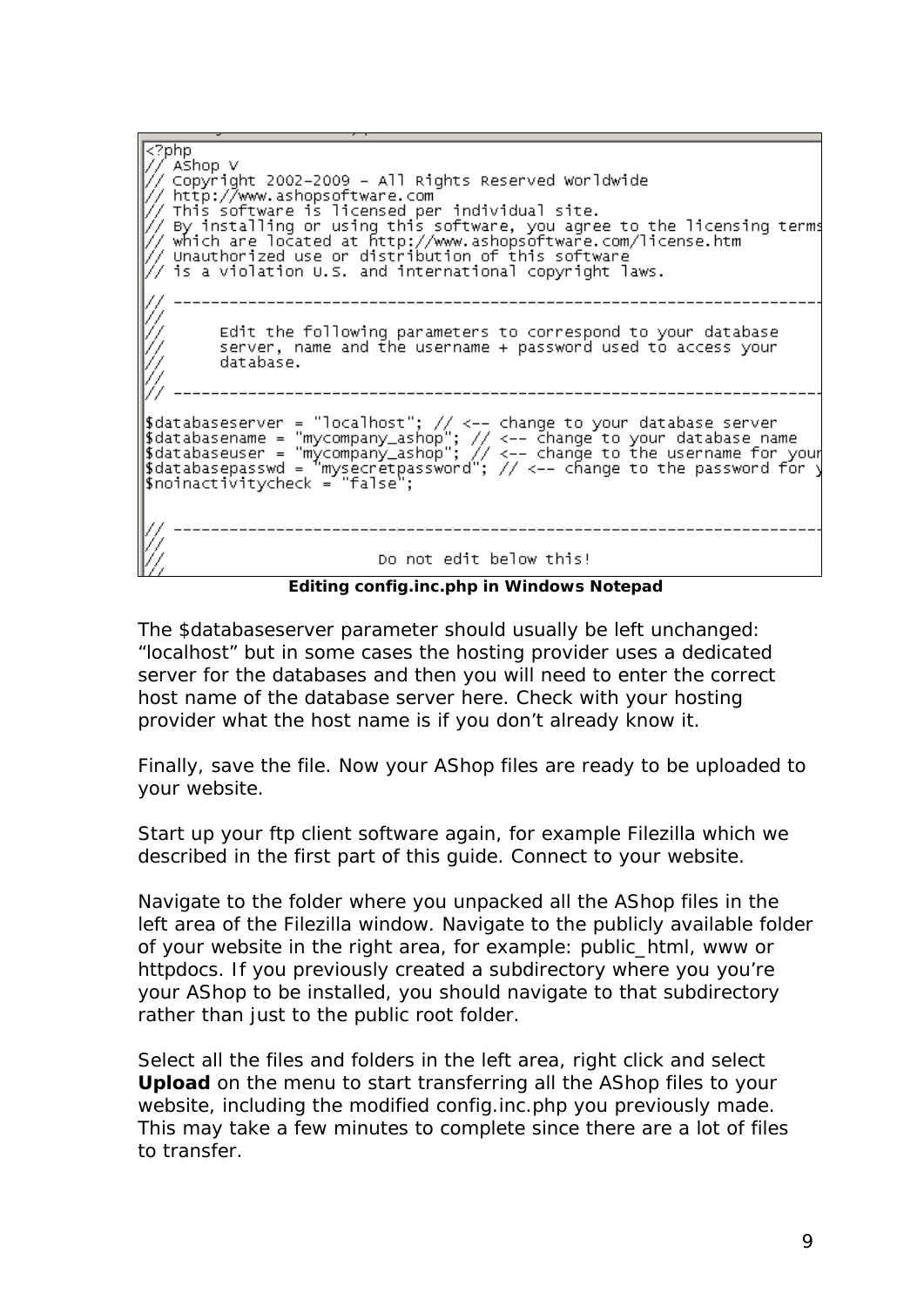```
<?php
// AShop V
// Copyright 2002-2009 - All Rights Reserved Worldwide
// http://www.ashopsoftware.com
// This software is licensed per individual site.
// By installing or using this software, you agree to the licensing terms
// which are located at http://www.ashopsoftware.com/license.htm
// Unauthorized use or distribution of this software
// is a violation U.S. and international copyright laws.

// ----------------------------------------------------------------------
//
//      Edit the following parameters to correspond to your database
//      server, name and the username + password used to access your
//      database.
//
// ----------------------------------------------------------------------

$databaseserver = "localhost"; // <-- change to your database server
$databasename = "mycompany_ashop"; // <-- change to your database name
$databaseuser = "mycompany_ashop"; // <-- change to the username for your
$databasepasswd = "mysecretpassword"; // <-- change to the password for y
$noinactivitycheck = "false";


// ----------------------------------------------------------------------
//
//                      Do not edit below this!
//
```

**Editing config.inc.php in Windows Notepad**

The $databaseserver parameter should usually be left unchanged: "localhost" but in some cases the hosting provider uses a dedicated server for the databases and then you will need to enter the correct host name of the database server here. Check with your hosting provider what the host name is if you don't already know it.

Finally, save the file. Now your AShop files are ready to be uploaded to your website.

Start up your ftp client software again, for example Filezilla which we described in the first part of this guide. Connect to your website.

Navigate to the folder where you unpacked all the AShop files in the left area of the Filezilla window. Navigate to the publicly available folder of your website in the right area, for example: public_html, www or httpdocs. If you previously created a subdirectory where you you're your AShop to be installed, you should navigate to that subdirectory rather than just to the public root folder.

Select all the files and folders in the left area, right click and select **Upload** on the menu to start transferring all the AShop files to your website, including the modified config.inc.php you previously made. This may take a few minutes to complete since there are a lot of files to transfer.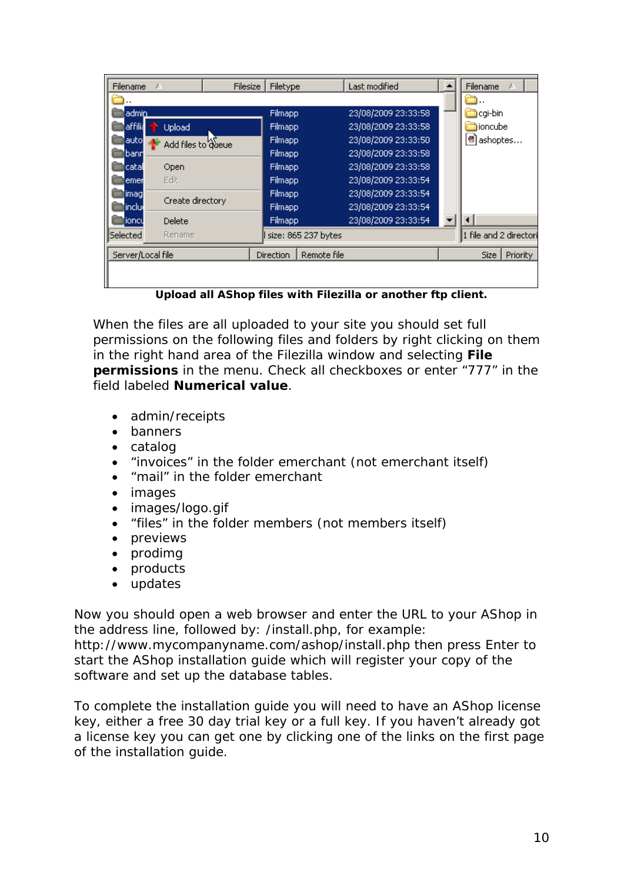**Upload all AShop files with Filezilla or another ftp client.**

When the files are all uploaded to your site you should set full permissions on the following files and folders by right clicking on them in the right hand area of the Filezilla window and selecting **File permissions** in the menu. Check all checkboxes or enter “777” in the field labeled **Numerical value**.

- admin/receipts
- banners
- catalog
- “invoices” in the folder emerchant (not emerchant itself)
- “mail” in the folder emerchant
- images
- images/logo.gif
- “files” in the folder members (not members itself)
- previews
- prodimg
- products
- updates

Now you should open a web browser and enter the URL to your AShop in the address line, followed by: /install.php, for example: http://www.mycompanyname.com/ashop/install.php then press Enter to start the AShop installation guide which will register your copy of the software and set up the database tables.

To complete the installation guide you will need to have an AShop license key, either a free 30 day trial key or a full key. If you haven’t already got a license key you can get one by clicking one of the links on the first page of the installation guide.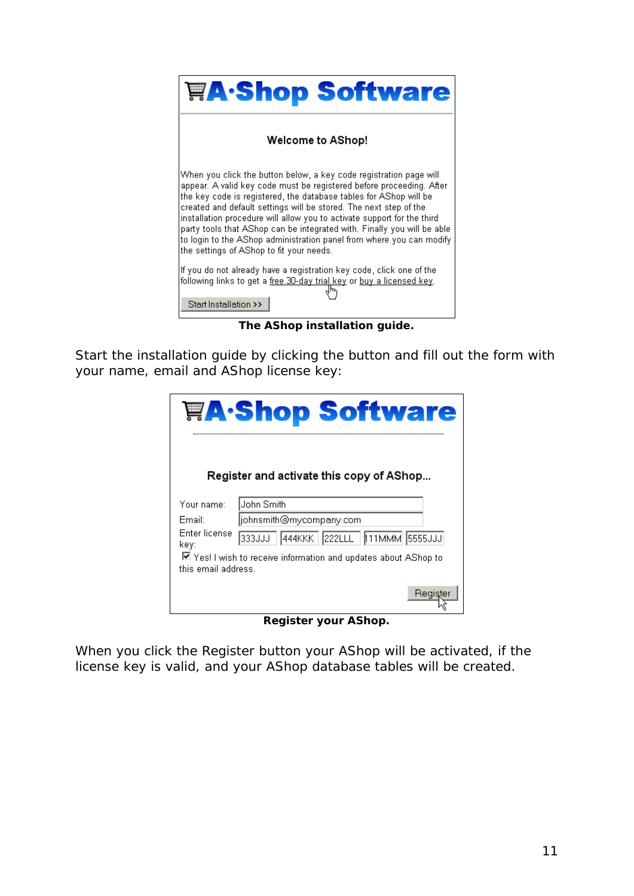**A·Shop Software**

**Welcome to AShop!**

When you click the button below, a key code registration page will appear. A valid key code must be registered before proceeding. After the key code is registered, the database tables for AShop will be created and default settings will be stored. The next step of the installation procedure will allow you to activate support for the third party tools that AShop can be integrated with. Finally you will be able to login to the AShop administration panel from where you can modify the settings of AShop to fit your needs.

If you do not already have a registration key code, click one of the following links to get a free 30-day trial key or buy a licensed key.

Start Installation >>

**The AShop installation guide.**

Start the installation guide by clicking the button and fill out the form with your name, email and AShop license key:

**A·Shop Software**

**Register and activate this copy of AShop...**

Your name: John Smith

Email: johnsmith@mycompany.com

Enter license key: 333JJJ 444KKK 222LLL 111MMM 5555JJJ

☑ Yes! I wish to receive information and updates about AShop to this email address.

Register

**Register your AShop.**

When you click the Register button your AShop will be activated, if the license key is valid, and your AShop database tables will be created.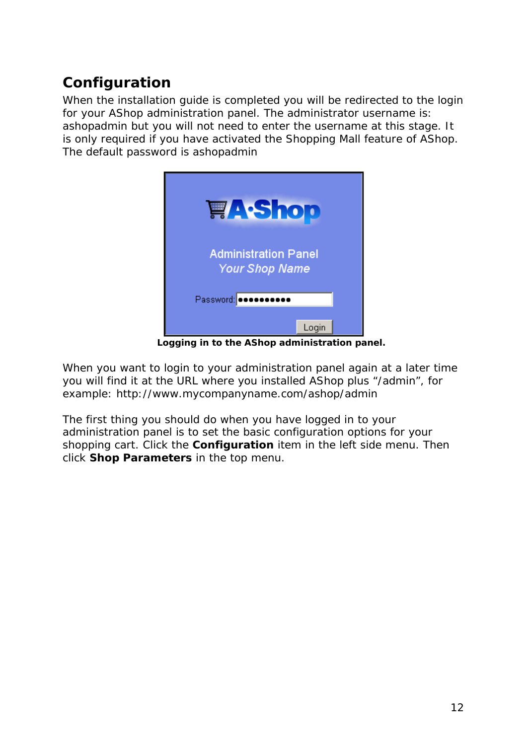## Configuration

When the installation guide is completed you will be redirected to the login for your AShop administration panel. The administrator username is: ashopadmin but you will not need to enter the username at this stage. It is only required if you have activated the Shopping Mall feature of AShop. The default password is ashopadmin

**Logging in to the AShop administration panel.**

When you want to login to your administration panel again at a later time you will find it at the URL where you installed AShop plus "/admin", for example: http://www.mycompanyname.com/ashop/admin

The first thing you should do when you have logged in to your administration panel is to set the basic configuration options for your shopping cart. Click the **Configuration** item in the left side menu. Then click **Shop Parameters** in the top menu.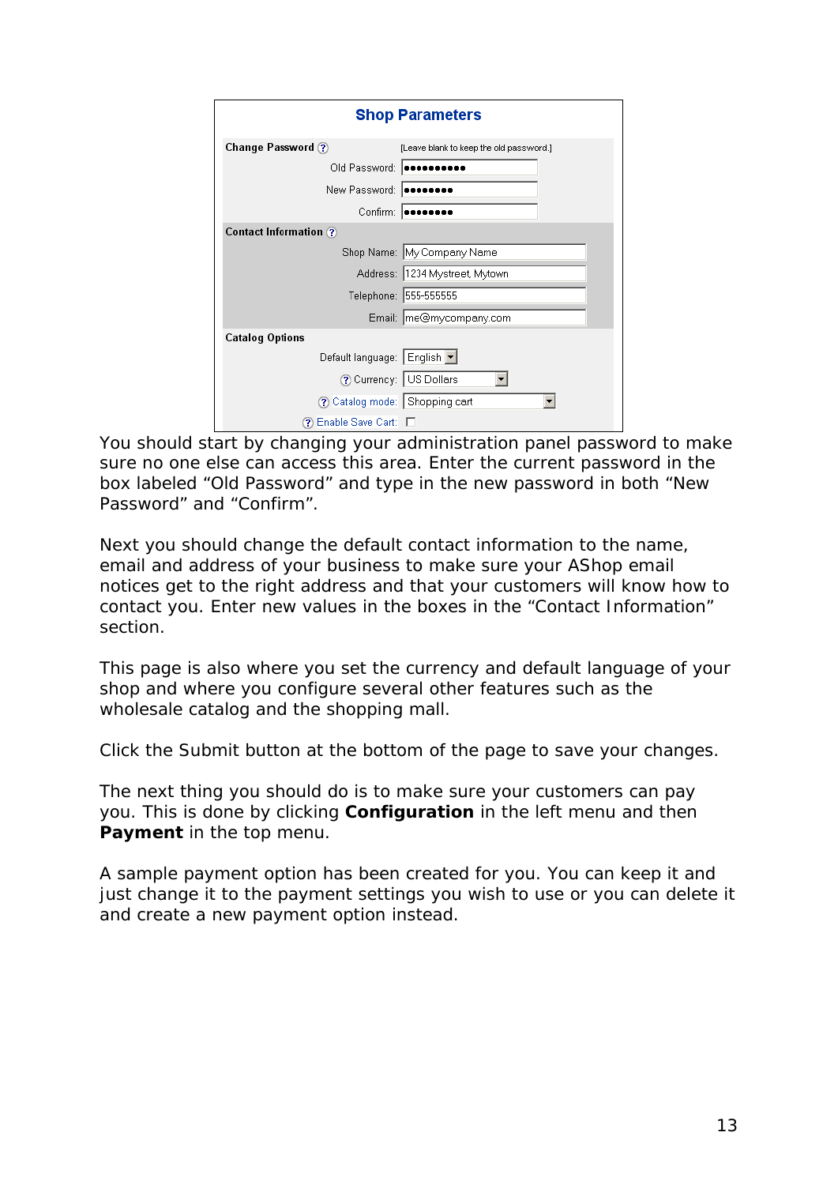**Shop Parameters**

| | |
|---|---|
| **Change Password** | [Leave blank to keep the old password.] |
| Old Password: | ●●●●●●●●●●● |
| New Password: | ●●●●●●●● |
| Confirm: | ●●●●●●●● |
| **Contact Information** | |
| Shop Name: | My Company Name |
| Address: | 1234 Mystreet, Mytown |
| Telephone: | 555-555555 |
| Email: | me@mycompany.com |
| **Catalog Options** | |
| Default language: | English |
| Currency: | US Dollars |
| Catalog mode: | Shopping cart |
| Enable Save Cart: | ☐ |

You should start by changing your administration panel password to make sure no one else can access this area. Enter the current password in the box labeled "Old Password" and type in the new password in both "New Password" and "Confirm".

Next you should change the default contact information to the name, email and address of your business to make sure your AShop email notices get to the right address and that your customers will know how to contact you. Enter new values in the boxes in the "Contact Information" section.

This page is also where you set the currency and default language of your shop and where you configure several other features such as the wholesale catalog and the shopping mall.

Click the Submit button at the bottom of the page to save your changes.

The next thing you should do is to make sure your customers can pay you. This is done by clicking **Configuration** in the left menu and then **Payment** in the top menu.

A sample payment option has been created for you. You can keep it and just change it to the payment settings you wish to use or you can delete it and create a new payment option instead.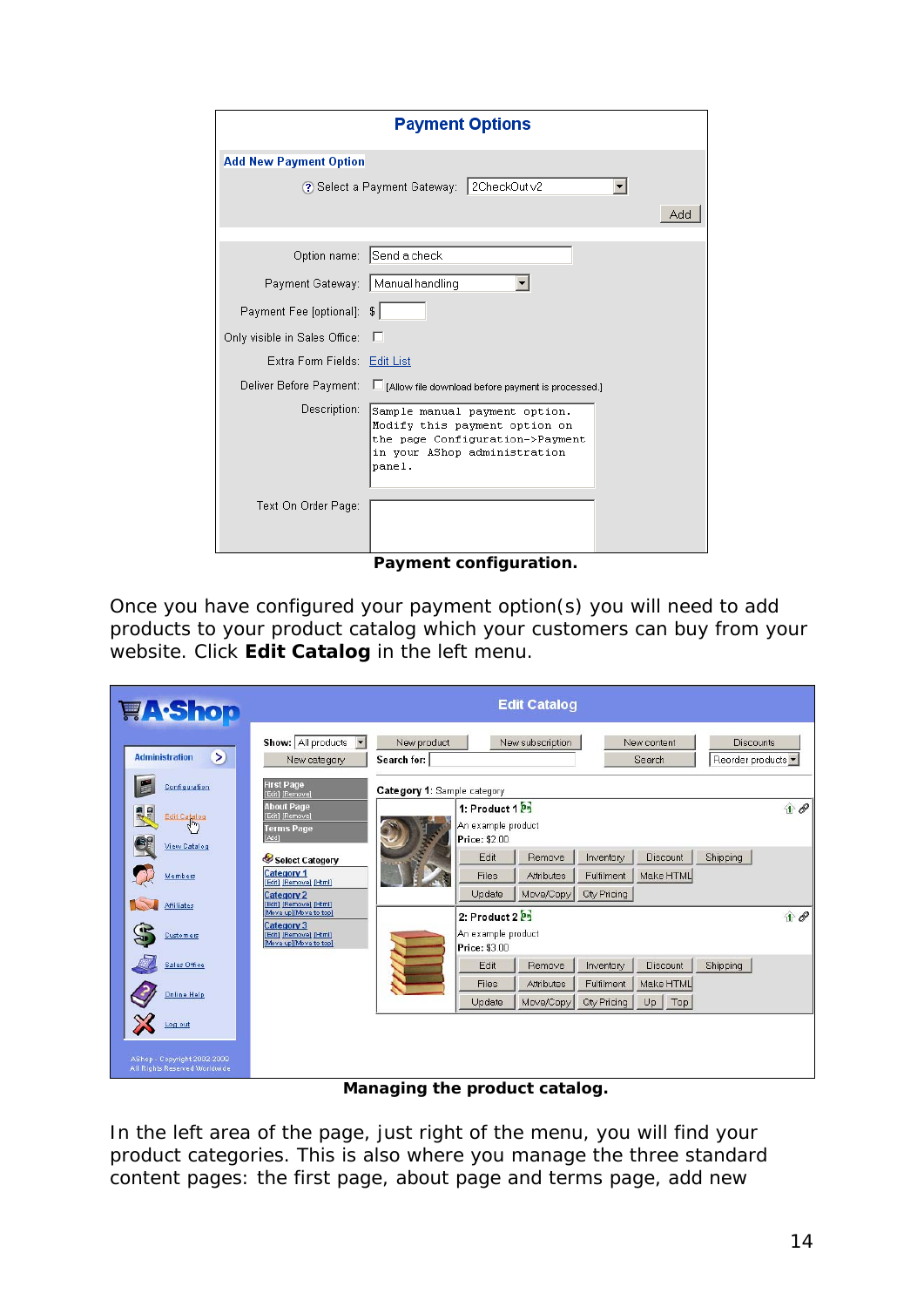Payment configuration.

Once you have configured your payment option(s) you will need to add products to your product catalog which your customers can buy from your website. Click **Edit Catalog** in the left menu.

Managing the product catalog.

In the left area of the page, just right of the menu, you will find your product categories. This is also where you manage the three standard content pages: the first page, about page and terms page, add new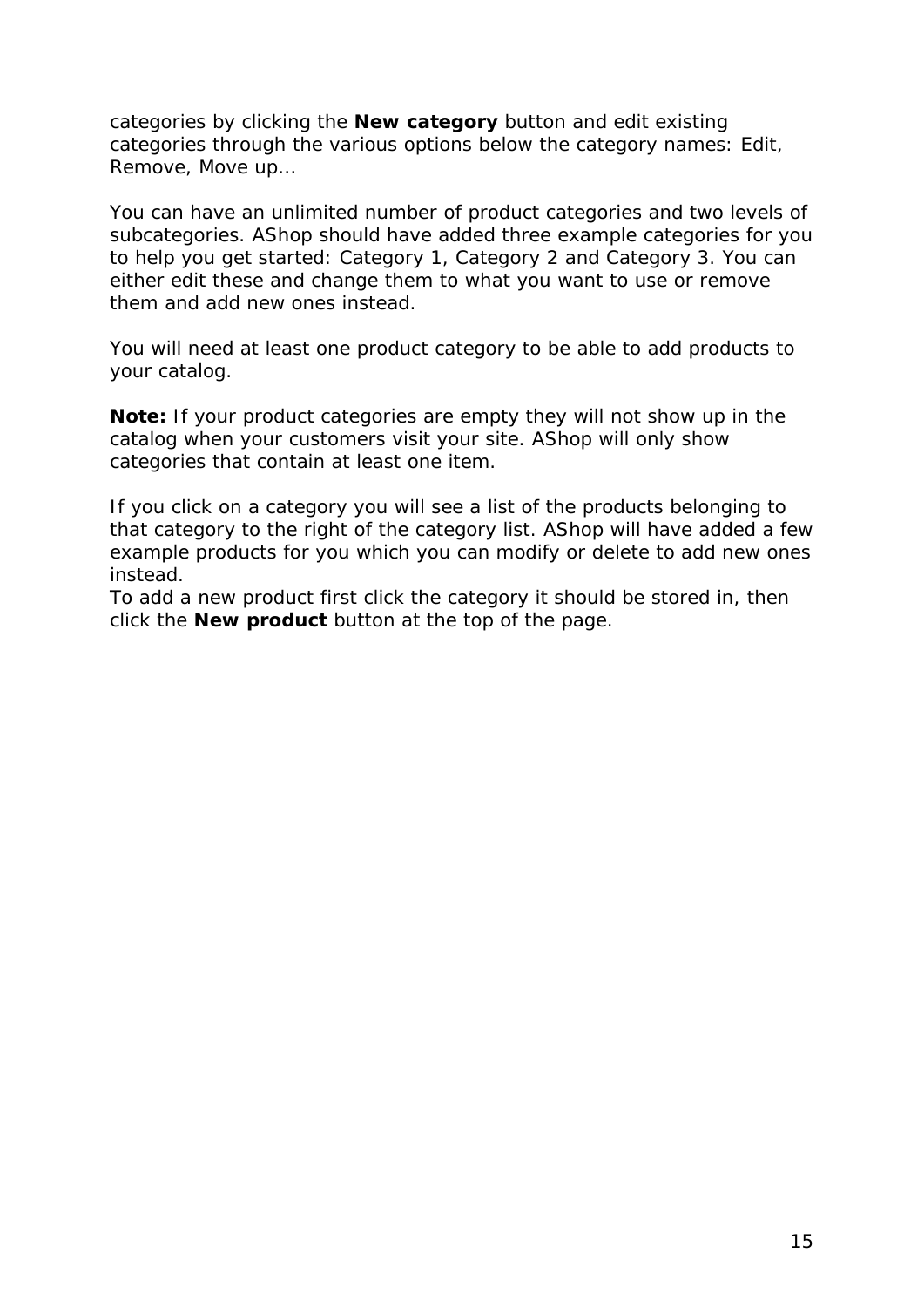categories by clicking the **New category** button and edit existing categories through the various options below the category names: Edit, Remove, Move up…

You can have an unlimited number of product categories and two levels of subcategories. AShop should have added three example categories for you to help you get started: Category 1, Category 2 and Category 3. You can either edit these and change them to what you want to use or remove them and add new ones instead.

You will need at least one product category to be able to add products to your catalog.

**Note:** If your product categories are empty they will not show up in the catalog when your customers visit your site. AShop will only show categories that contain at least one item.

If you click on a category you will see a list of the products belonging to that category to the right of the category list. AShop will have added a few example products for you which you can modify or delete to add new ones instead.
To add a new product first click the category it should be stored in, then click the **New product** button at the top of the page.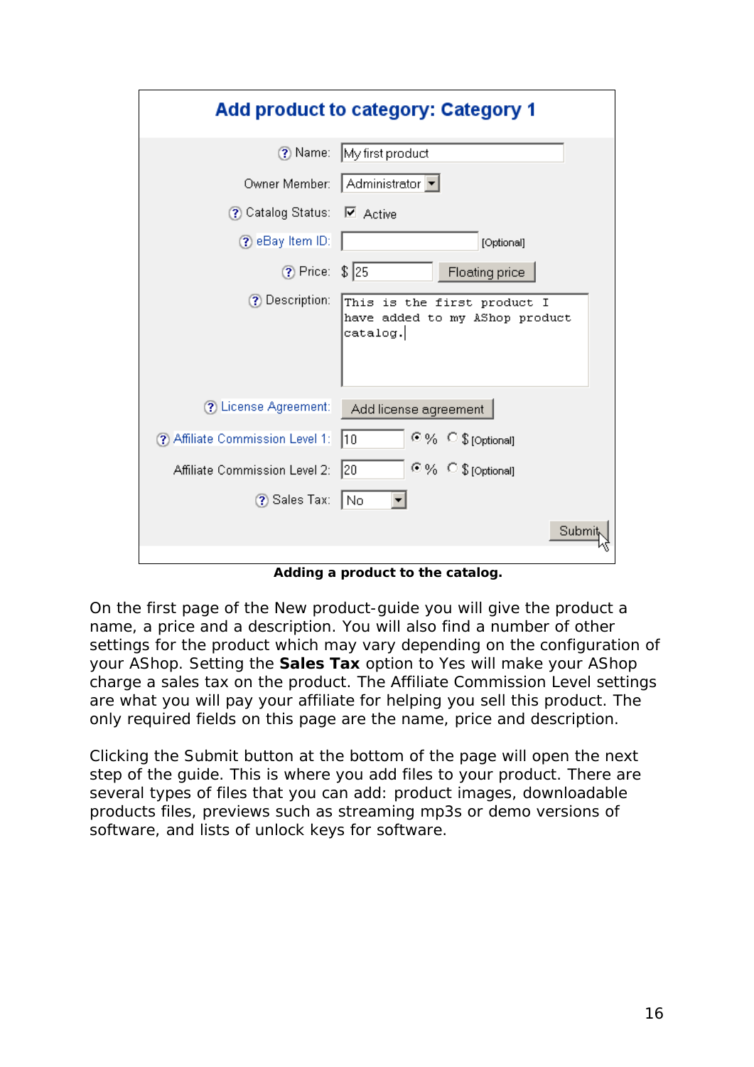**Adding a product to the catalog.**

On the first page of the New product-guide you will give the product a name, a price and a description. You will also find a number of other settings for the product which may vary depending on the configuration of your AShop. Setting the **Sales Tax** option to Yes will make your AShop charge a sales tax on the product. The Affiliate Commission Level settings are what you will pay your affiliate for helping you sell this product. The only required fields on this page are the name, price and description.

Clicking the Submit button at the bottom of the page will open the next step of the guide. This is where you add files to your product. There are several types of files that you can add: product images, downloadable products files, previews such as streaming mp3s or demo versions of software, and lists of unlock keys for software.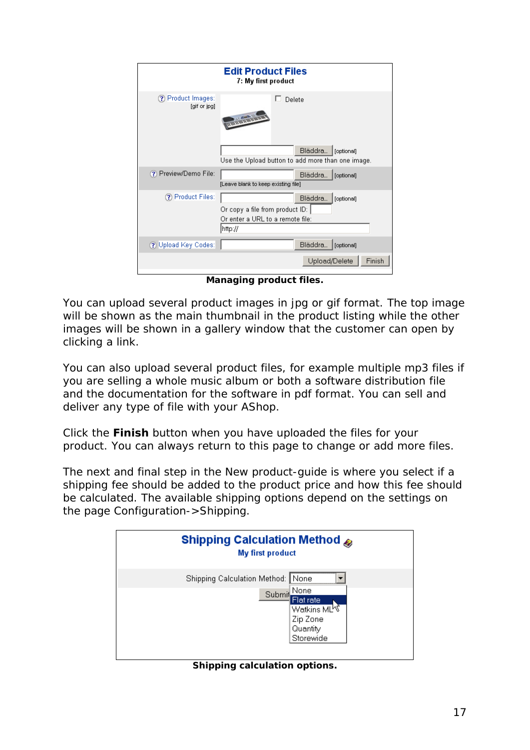Managing product files.

You can upload several product images in jpg or gif format. The top image will be shown as the main thumbnail in the product listing while the other images will be shown in a gallery window that the customer can open by clicking a link.

You can also upload several product files, for example multiple mp3 files if you are selling a whole music album or both a software distribution file and the documentation for the software in pdf format. You can sell and deliver any type of file with your AShop.

Click the **Finish** button when you have uploaded the files for your product. You can always return to this page to change or add more files.

The next and final step in the New product-guide is where you select if a shipping fee should be added to the product price and how this fee should be calculated. The available shipping options depend on the settings on the page Configuration->Shipping.

Shipping calculation options.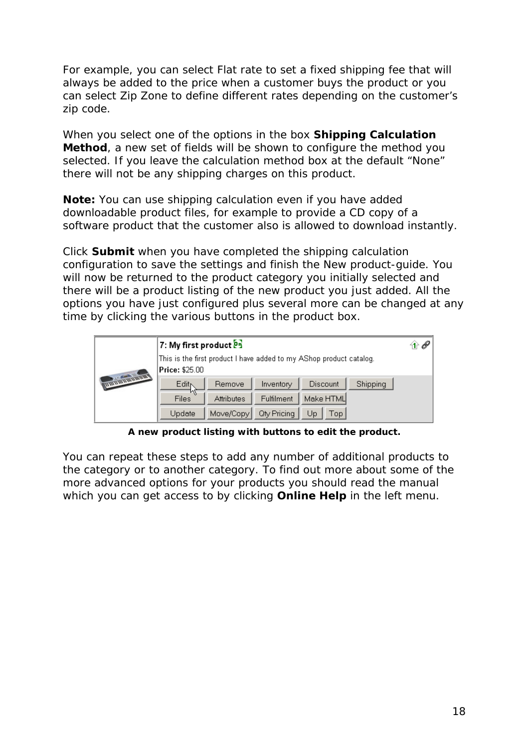For example, you can select Flat rate to set a fixed shipping fee that will always be added to the price when a customer buys the product or you can select Zip Zone to define different rates depending on the customer's zip code.

When you select one of the options in the box **Shipping Calculation Method**, a new set of fields will be shown to configure the method you selected. If you leave the calculation method box at the default "None" there will not be any shipping charges on this product.

**Note:** You can use shipping calculation even if you have added downloadable product files, for example to provide a CD copy of a software product that the customer also is allowed to download instantly.

Click **Submit** when you have completed the shipping calculation configuration to save the settings and finish the New product-guide. You will now be returned to the product category you initially selected and there will be a product listing of the new product you just added. All the options you have just configured plus several more can be changed at any time by clicking the various buttons in the product box.

**A new product listing with buttons to edit the product.**

You can repeat these steps to add any number of additional products to the category or to another category. To find out more about some of the more advanced options for your products you should read the manual which you can get access to by clicking **Online Help** in the left menu.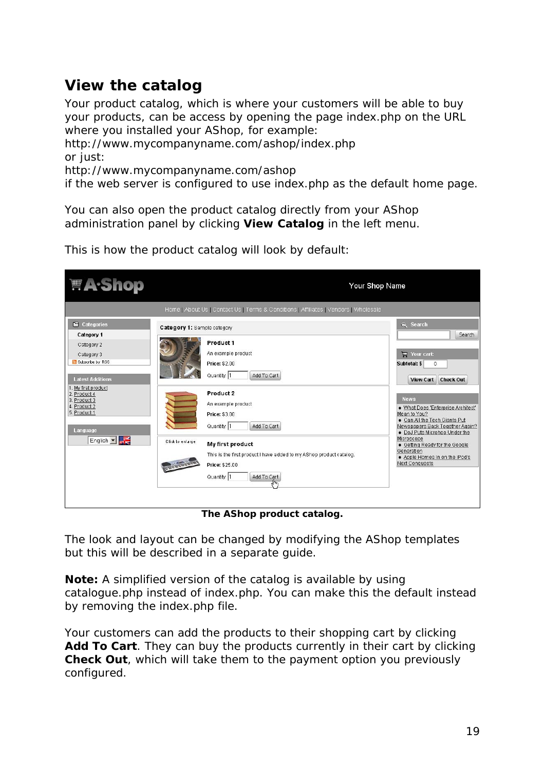## View the catalog

Your product catalog, which is where your customers will be able to buy your products, can be access by opening the page index.php on the URL where you installed your AShop, for example:
http://www.mycompanyname.com/ashop/index.php
or just:
http://www.mycompanyname.com/ashop
if the web server is configured to use index.php as the default home page.

You can also open the product catalog directly from your AShop administration panel by clicking **View Catalog** in the left menu.

This is how the product catalog will look by default:

**The AShop product catalog.**

The look and layout can be changed by modifying the AShop templates but this will be described in a separate guide.

**Note:** A simplified version of the catalog is available by using catalogue.php instead of index.php. You can make this the default instead by removing the index.php file.

Your customers can add the products to their shopping cart by clicking **Add To Cart**. They can buy the products currently in their cart by clicking **Check Out**, which will take them to the payment option you previously configured.